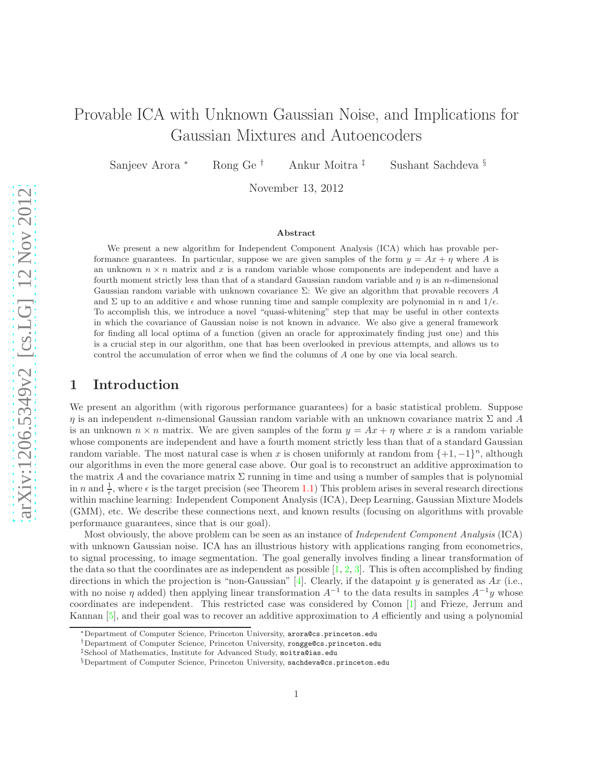# Provable ICA with Unknown Gaussian Noise, and Implications for Gaussian Mixtures and Autoencoders

Sanjeev Arora [*] Rong Ge [†] Ankur Moitra [‡] Sushant Sachdeva [§]

November 13, 2012

## Abstract

We present a new algorithm for Independent Component Analysis (ICA) which has provable performance guarantees. In particular, suppose we are given samples of the form $y = Ax + \eta$ where $A$ is an unknown $n \times n$ matrix and $x$ is a random variable whose components are independent and have a fourth moment strictly less than that of a standard Gaussian random variable and $\eta$ is an $n$-dimensional Gaussian random variable with unknown covariance $\Sigma$: We give an algorithm that provable recovers $A$ and $\Sigma$ up to an additive $\epsilon$ and whose running time and sample complexity are polynomial in $n$ and $1/\epsilon$. To accomplish this, we introduce a novel "quasi-whitening" step that may be useful in other contexts in which the covariance of Gaussian noise is not known in advance. We also give a general framework for finding all local optima of a function (given an oracle for approximately finding just one) and this is a crucial step in our algorithm, one that has been overlooked in previous attempts, and allows us to control the accumulation of error when we find the columns of $A$ one by one via local search.

## 1 Introduction

We present an algorithm (with rigorous performance guarantees) for a basic statistical problem. Suppose $\eta$ is an independent $n$-dimensional Gaussian random variable with an unknown covariance matrix $\Sigma$ and $A$ is an unknown $n \times n$ matrix. We are given samples of the form $y = Ax + \eta$ where $x$ is a random variable whose components are independent and have a fourth moment strictly less than that of a standard Gaussian random variable. The most natural case is when $x$ is chosen uniformly at random from $\{+1, -1\}^n$, although our algorithms in even the more general case above. Our goal is to reconstruct an additive approximation to the matrix $A$ and the covariance matrix $\Sigma$ running in time and using a number of samples that is polynomial in $n$ and $\frac{1}{\epsilon}$, where $\epsilon$ is the target precision (see Theorem 1.1) This problem arises in several research directions within machine learning: Independent Component Analysis (ICA), Deep Learning, Gaussian Mixture Models (GMM), etc. We describe these connections next, and known results (focusing on algorithms with provable performance guarantees, since that is our goal).

Most obviously, the above problem can be seen as an instance of *Independent Component Analysis* (ICA) with unknown Gaussian noise. ICA has an illustrious history with applications ranging from econometrics, to signal processing, to image segmentation. The goal generally involves finding a linear transformation of the data so that the coordinates are as independent as possible [1, 2, 3]. This is often accomplished by finding directions in which the projection is "non-Gaussian" [4]. Clearly, if the datapoint $y$ is generated as $Ax$ (i.e., with no noise $\eta$ added) then applying linear transformation $A^{-1}$ to the data results in samples $A^{-1}y$ whose coordinates are independent. This restricted case was considered by Comon [1] and Frieze, Jerrum and Kannan [5], and their goal was to recover an additive approximation to $A$ efficiently and using a polynomial

[*] Department of Computer Science, Princeton University, arora@cs.princeton.edu

[†] Department of Computer Science, Princeton University, rongge@cs.princeton.edu

[‡] School of Mathematics, Institute for Advanced Study, moitra@ias.edu

[§] Department of Computer Science, Princeton University, sachdeva@cs.princeton.edu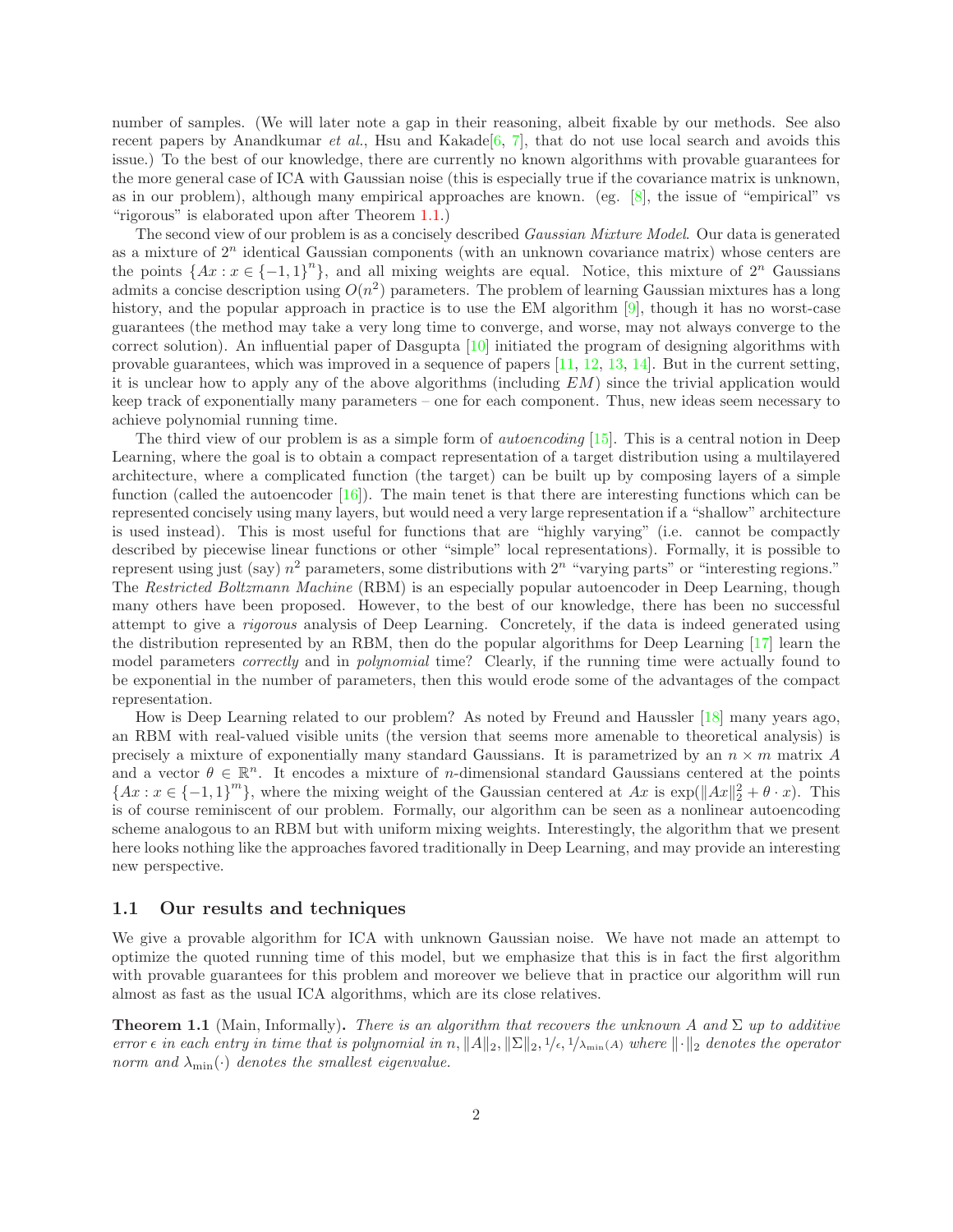number of samples. (We will later note a gap in their reasoning, albeit fixable by our methods. See also recent papers by Anandkumar *et al.*, Hsu and Kakade[6, 7], that do not use local search and avoids this issue.) To the best of our knowledge, there are currently no known algorithms with provable guarantees for the more general case of ICA with Gaussian noise (this is especially true if the covariance matrix is unknown, as in our problem), although many empirical approaches are known. (eg. [8], the issue of "empirical" vs "rigorous" is elaborated upon after Theorem 1.1.)

The second view of our problem is as a concisely described *Gaussian Mixture Model*. Our data is generated as a mixture of $2^n$ identical Gaussian components (with an unknown covariance matrix) whose centers are the points $\{Ax : x \in \{-1, 1\}^n\}$, and all mixing weights are equal. Notice, this mixture of $2^n$ Gaussians admits a concise description using $O(n^2)$ parameters. The problem of learning Gaussian mixtures has a long history, and the popular approach in practice is to use the EM algorithm [9], though it has no worst-case guarantees (the method may take a very long time to converge, and worse, may not always converge to the correct solution). An influential paper of Dasgupta [10] initiated the program of designing algorithms with provable guarantees, which was improved in a sequence of papers [11, 12, 13, 14]. But in the current setting, it is unclear how to apply any of the above algorithms (including *EM*) since the trivial application would keep track of exponentially many parameters – one for each component. Thus, new ideas seem necessary to achieve polynomial running time.

The third view of our problem is as a simple form of *autoencoding* [15]. This is a central notion in Deep Learning, where the goal is to obtain a compact representation of a target distribution using a multilayered architecture, where a complicated function (the target) can be built up by composing layers of a simple function (called the autoencoder [16]). The main tenet is that there are interesting functions which can be represented concisely using many layers, but would need a very large representation if a "shallow" architecture is used instead). This is most useful for functions that are "highly varying" (i.e. cannot be compactly described by piecewise linear functions or other "simple" local representations). Formally, it is possible to represent using just (say) $n^2$ parameters, some distributions with $2^n$ "varying parts" or "interesting regions." The *Restricted Boltzmann Machine* (RBM) is an especially popular autoencoder in Deep Learning, though many others have been proposed. However, to the best of our knowledge, there has been no successful attempt to give a *rigorous* analysis of Deep Learning. Concretely, if the data is indeed generated using the distribution represented by an RBM, then do the popular algorithms for Deep Learning [17] learn the model parameters *correctly* and in *polynomial* time? Clearly, if the running time were actually found to be exponential in the number of parameters, then this would erode some of the advantages of the compact representation.

How is Deep Learning related to our problem? As noted by Freund and Haussler [18] many years ago, an RBM with real-valued visible units (the version that seems more amenable to theoretical analysis) is precisely a mixture of exponentially many standard Gaussians. It is parametrized by an $n \times m$ matrix $A$ and a vector $\theta \in \mathbb{R}^n$. It encodes a mixture of $n$-dimensional standard Gaussians centered at the points $\{Ax : x \in \{-1, 1\}^m\}$, where the mixing weight of the Gaussian centered at $Ax$ is $\exp(\|Ax\|_2^2 + \theta \cdot x)$. This is of course reminiscent of our problem. Formally, our algorithm can be seen as a nonlinear autoencoding scheme analogous to an RBM but with uniform mixing weights. Interestingly, the algorithm that we present here looks nothing like the approaches favored traditionally in Deep Learning, and may provide an interesting new perspective.

## 1.1 Our results and techniques

We give a provable algorithm for ICA with unknown Gaussian noise. We have not made an attempt to optimize the quoted running time of this model, but we emphasize that this is in fact the first algorithm with provable guarantees for this problem and moreover we believe that in practice our algorithm will run almost as fast as the usual ICA algorithms, which are its close relatives.

**Theorem 1.1** (Main, Informally)**.** *There is an algorithm that recovers the unknown $A$ and $\Sigma$ up to additive error $\epsilon$ in each entry in time that is polynomial in $n, \|A\|_2, \|\Sigma\|_2, 1/\epsilon, 1/\lambda_{\min}(A)$ where $\|\cdot\|_2$ denotes the operator norm and $\lambda_{\min}(\cdot)$ denotes the smallest eigenvalue.*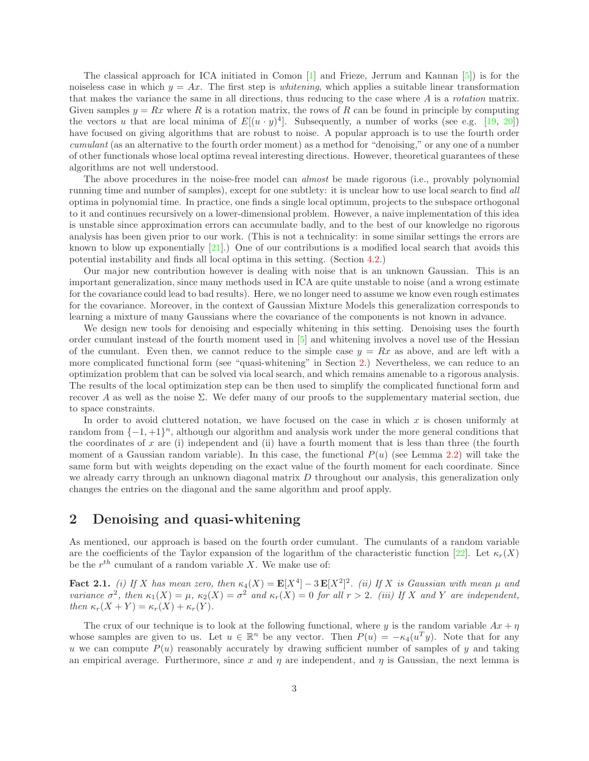The classical approach for ICA initiated in Comon [1] and Frieze, Jerrum and Kannan [5]) is for the noiseless case in which $y = Ax$. The first step is *whitening*, which applies a suitable linear transformation that makes the variance the same in all directions, thus reducing to the case where $A$ is a *rotation* matrix. Given samples $y = Rx$ where $R$ is a rotation matrix, the rows of $R$ can be found in principle by computing the vectors $u$ that are local minima of $E[(u \cdot y)^4]$. Subsequently, a number of works (see e.g. [19, 20]) have focused on giving algorithms that are robust to noise. A popular approach is to use the fourth order *cumulant* (as an alternative to the fourth order moment) as a method for "denoising," or any one of a number of other functionals whose local optima reveal interesting directions. However, theoretical guarantees of these algorithms are not well understood.

The above procedures in the noise-free model can *almost* be made rigorous (i.e., provably polynomial running time and number of samples), except for one subtlety: it is unclear how to use local search to find *all* optima in polynomial time. In practice, one finds a single local optimum, projects to the subspace orthogonal to it and continues recursively on a lower-dimensional problem. However, a naive implementation of this idea is unstable since approximation errors can accumulate badly, and to the best of our knowledge no rigorous analysis has been given prior to our work. (This is not a technicality: in some similar settings the errors are known to blow up exponentially [21].) One of our contributions is a modified local search that avoids this potential instability and finds all local optima in this setting. (Section 4.2.)

Our major new contribution however is dealing with noise that is an unknown Gaussian. This is an important generalization, since many methods used in ICA are quite unstable to noise (and a wrong estimate for the covariance could lead to bad results). Here, we no longer need to assume we know even rough estimates for the covariance. Moreover, in the context of Gaussian Mixture Models this generalization corresponds to learning a mixture of many Gaussians where the covariance of the components is not known in advance.

We design new tools for denoising and especially whitening in this setting. Denoising uses the fourth order cumulant instead of the fourth moment used in [5] and whitening involves a novel use of the Hessian of the cumulant. Even then, we cannot reduce to the simple case $y = Rx$ as above, and are left with a more complicated functional form (see "quasi-whitening" in Section 2.) Nevertheless, we can reduce to an optimization problem that can be solved via local search, and which remains amenable to a rigorous analysis. The results of the local optimization step can be then used to simplify the complicated functional form and recover $A$ as well as the noise $\Sigma$. We defer many of our proofs to the supplementary material section, due to space constraints.

In order to avoid cluttered notation, we have focused on the case in which $x$ is chosen uniformly at random from $\{-1, +1\}^n$, although our algorithm and analysis work under the more general conditions that the coordinates of $x$ are (i) independent and (ii) have a fourth moment that is less than three (the fourth moment of a Gaussian random variable). In this case, the functional $P(u)$ (see Lemma 2.2) will take the same form but with weights depending on the exact value of the fourth moment for each coordinate. Since we already carry through an unknown diagonal matrix $D$ throughout our analysis, this generalization only changes the entries on the diagonal and the same algorithm and proof apply.

## 2 Denoising and quasi-whitening

As mentioned, our approach is based on the fourth order cumulant. The cumulants of a random variable are the coefficients of the Taylor expansion of the logarithm of the characteristic function [22]. Let $\kappa_r(X)$ be the $r^{th}$ cumulant of a random variable $X$. We make use of:

**Fact 2.1.** *(i) If $X$ has mean zero, then $\kappa_4(X) = \mathbf{E}[X^4] - 3\,\mathbf{E}[X^2]^2$. (ii) If $X$ is Gaussian with mean $\mu$ and variance $\sigma^2$, then $\kappa_1(X) = \mu$, $\kappa_2(X) = \sigma^2$ and $\kappa_r(X) = 0$ for all $r > 2$. (iii) If $X$ and $Y$ are independent, then $\kappa_r(X + Y) = \kappa_r(X) + \kappa_r(Y)$.*

The crux of our technique is to look at the following functional, where $y$ is the random variable $Ax + \eta$ whose samples are given to us. Let $u \in \mathbb{R}^n$ be any vector. Then $P(u) = -\kappa_4(u^T y)$. Note that for any $u$ we can compute $P(u)$ reasonably accurately by drawing sufficient number of samples of $y$ and taking an empirical average. Furthermore, since $x$ and $\eta$ are independent, and $\eta$ is Gaussian, the next lemma is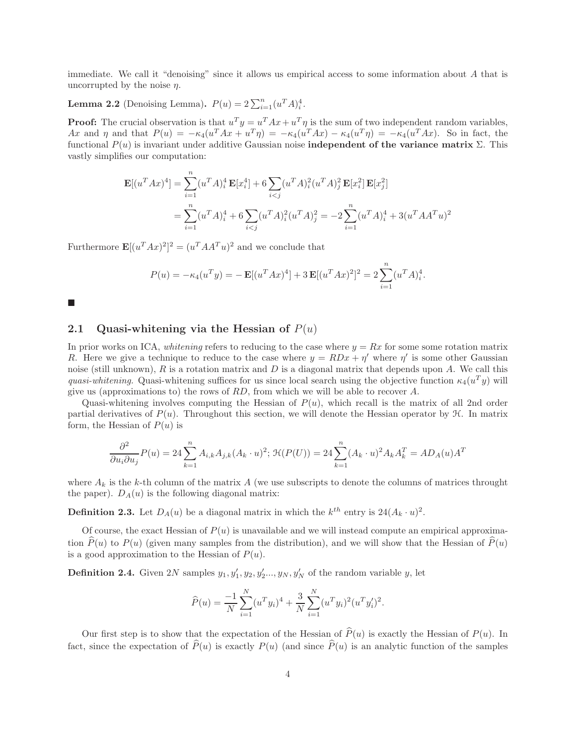immediate. We call it "denoising" since it allows us empirical access to some information about $A$ that is uncorrupted by the noise $\eta$.

**Lemma 2.2** (Denoising Lemma)**.** $P(u) = 2\sum_{i=1}^{n}(u^TA)_i^4$.

**Proof:** The crucial observation is that $u^Ty = u^TAx + u^T\eta$ is the sum of two independent random variables, $Ax$ and $\eta$ and that $P(u) = -\kappa_4(u^TAx + u^T\eta) = -\kappa_4(u^TAx) - \kappa_4(u^T\eta) = -\kappa_4(u^TAx)$. So in fact, the functional $P(u)$ is invariant under additive Gaussian noise **independent of the variance matrix** $\Sigma$. This vastly simplifies our computation:

$$
\begin{aligned}
\mathbf{E}[(u^TAx)^4] &= \sum_{i=1}^{n}(u^TA)_i^4\,\mathbf{E}[x_i^4] + 6\sum_{i<j}(u^TA)_i^2(u^TA)_j^2\,\mathbf{E}[x_i^2]\,\mathbf{E}[x_j^2] \\
&= \sum_{i=1}^{n}(u^TA)_i^4 + 6\sum_{i<j}(u^TA)_i^2(u^TA)_j^2 = -2\sum_{i=1}^{n}(u^TA)_i^4 + 3(u^TAA^Tu)^2
\end{aligned}
$$

Furthermore $\mathbf{E}[(u^TAx)^2]^2 = (u^TAA^Tu)^2$ and we conclude that

$$
P(u) = -\kappa_4(u^Ty) = -\,\mathbf{E}[(u^TAx)^4] + 3\,\mathbf{E}[(u^TAx)^2]^2 = 2\sum_{i=1}^{n}(u^TA)_i^4.
$$

■

## 2.1 Quasi-whitening via the Hessian of $P(u)$

In prior works on ICA, *whitening* refers to reducing to the case where $y = Rx$ for some some rotation matrix $R$. Here we give a technique to reduce to the case where $y = RDx + \eta'$ where $\eta'$ is some other Gaussian noise (still unknown), $R$ is a rotation matrix and $D$ is a diagonal matrix that depends upon $A$. We call this *quasi-whitening*. Quasi-whitening suffices for us since local search using the objective function $\kappa_4(u^Ty)$ will give us (approximations to) the rows of $RD$, from which we will be able to recover $A$.

Quasi-whitening involves computing the Hessian of $P(u)$, which recall is the matrix of all 2nd order partial derivatives of $P(u)$. Throughout this section, we will denote the Hessian operator by $\mathcal{H}$. In matrix form, the Hessian of $P(u)$ is

$$
\frac{\partial^2}{\partial u_i \partial u_j}P(u) = 24\sum_{k=1}^{n}A_{i,k}A_{j,k}(A_k\cdot u)^2;\ \mathcal{H}(P(U)) = 24\sum_{k=1}^{n}(A_k\cdot u)^2A_kA_k^T = AD_A(u)A^T
$$

where $A_k$ is the $k$-th column of the matrix $A$ (we use subscripts to denote the columns of matrices throught the paper). $D_A(u)$ is the following diagonal matrix:

**Definition 2.3.** Let $D_A(u)$ be a diagonal matrix in which the $k^{th}$ entry is $24(A_k \cdot u)^2$.

Of course, the exact Hessian of $P(u)$ is unavailable and we will instead compute an empirical approximation $\widehat{P}(u)$ to $P(u)$ (given many samples from the distribution), and we will show that the Hessian of $\widehat{P}(u)$ is a good approximation to the Hessian of $P(u)$.

**Definition 2.4.** Given $2N$ samples $y_1, y_1', y_2, y_2' ..., y_N, y_N'$ of the random variable $y$, let

$$
\widehat{P}(u) = \frac{-1}{N}\sum_{i=1}^{N}(u^Ty_i)^4 + \frac{3}{N}\sum_{i=1}^{N}(u^Ty_i)^2(u^Ty_i')^2.
$$

Our first step is to show that the expectation of the Hessian of $\widehat{P}(u)$ is exactly the Hessian of $P(u)$. In fact, since the expectation of $\widehat{P}(u)$ is exactly $P(u)$ (and since $\widehat{P}(u)$ is an analytic function of the samples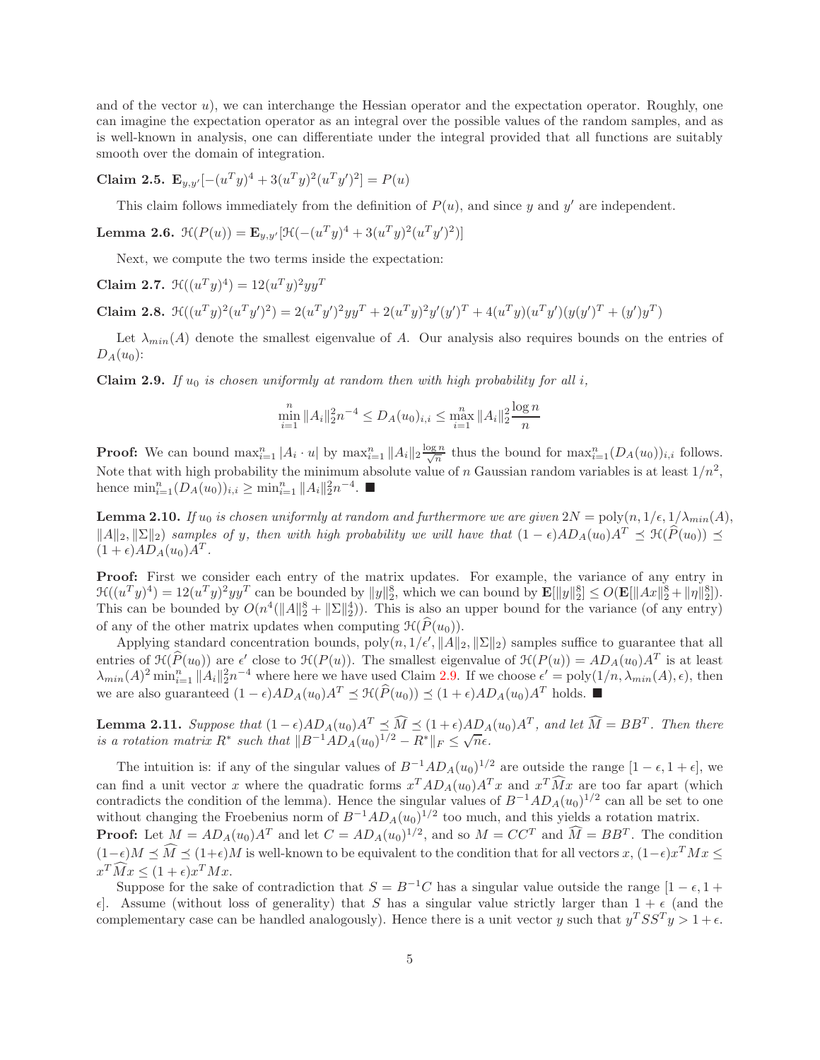and of the vector $u$), we can interchange the Hessian operator and the expectation operator. Roughly, one can imagine the expectation operator as an integral over the possible values of the random samples, and as is well-known in analysis, one can differentiate under the integral provided that all functions are suitably smooth over the domain of integration.

**Claim 2.5.** $\mathbf{E}_{y,y'}[-(u^T y)^4 + 3(u^T y)^2 (u^T y')^2] = P(u)$

This claim follows immediately from the definition of $P(u)$, and since $y$ and $y'$ are independent.

**Lemma 2.6.** $\mathcal{H}(P(u)) = \mathbf{E}_{y,y'}[\mathcal{H}(-(u^T y)^4 + 3(u^T y)^2 (u^T y')^2)]$

Next, we compute the two terms inside the expectation:

**Claim 2.7.** $\mathcal{H}((u^T y)^4) = 12(u^T y)^2 y y^T$

**Claim 2.8.** $\mathcal{H}((u^T y)^2 (u^T y')^2) = 2(u^T y')^2 y y^T + 2(u^T y)^2 y'(y')^T + 4(u^T y)(u^T y')(y(y')^T + (y')y^T)$

Let $\lambda_{min}(A)$ denote the smallest eigenvalue of $A$. Our analysis also requires bounds on the entries of $D_A(u_0)$:

**Claim 2.9.** *If $u_0$ is chosen uniformly at random then with high probability for all $i$,*

$$\min_{i=1}^n \|A_i\|_2^2 n^{-4} \leq D_A(u_0)_{i,i} \leq \max_{i=1}^n \|A_i\|_2^2 \frac{\log n}{n}$$

**Proof:** We can bound $\max_{i=1}^n |A_i \cdot u|$ by $\max_{i=1}^n \|A_i\|_2 \frac{\log n}{\sqrt{n}}$ thus the bound for $\max_{i=1}^n (D_A(u_0))_{i,i}$ follows. Note that with high probability the minimum absolute value of $n$ Gaussian random variables is at least $1/n^2$, hence $\min_{i=1}^n (D_A(u_0))_{i,i} \geq \min_{i=1}^n \|A_i\|_2^2 n^{-4}$. ■

**Lemma 2.10.** *If $u_0$ is chosen uniformly at random and furthermore we are given $2N = \mathrm{poly}(n, 1/\epsilon, 1/\lambda_{min}(A)$, $\|A\|_2, \|\Sigma\|_2)$ samples of $y$, then with high probability we will have that $(1-\epsilon) A D_A(u_0) A^T \preceq \mathcal{H}(\widehat{P}(u_0)) \preceq (1+\epsilon) A D_A(u_0) A^T$.*

**Proof:** First we consider each entry of the matrix updates. For example, the variance of any entry in $\mathcal{H}((u^T y)^4) = 12(u^T y)^2 y y^T$ can be bounded by $\|y\|_2^8$, which we can bound by $\mathbf{E}[\|y\|_2^8] \leq O(\mathbf{E}[\|Ax\|_2^8 + \|\eta\|_2^8])$. This can be bounded by $O(n^4(\|A\|_2^8 + \|\Sigma\|_2^4))$. This is also an upper bound for the variance (of any entry) of any of the other matrix updates when computing $\mathcal{H}(\widehat{P}(u_0))$.

Applying standard concentration bounds, $\mathrm{poly}(n, 1/\epsilon', \|A\|_2, \|\Sigma\|_2)$ samples suffice to guarantee that all entries of $\mathcal{H}(\widehat{P}(u_0))$ are $\epsilon'$ close to $\mathcal{H}(P(u))$. The smallest eigenvalue of $\mathcal{H}(P(u)) = A D_A(u_0) A^T$ is at least $\lambda_{min}(A)^2 \min_{i=1}^n \|A_i\|_2^2 n^{-4}$ where here we have used Claim 2.9. If we choose $\epsilon' = \mathrm{poly}(1/n, \lambda_{min}(A), \epsilon)$, then we are also guaranteed $(1-\epsilon) A D_A(u_0) A^T \preceq \mathcal{H}(\widehat{P}(u_0)) \preceq (1+\epsilon) A D_A(u_0) A^T$ holds. ■

**Lemma 2.11.** *Suppose that $(1-\epsilon) A D_A(u_0) A^T \preceq \widehat{M} \preceq (1+\epsilon) A D_A(u_0) A^T$, and let $\widehat{M} = BB^T$. Then there is a rotation matrix $R^*$ such that $\|B^{-1} A D_A(u_0)^{1/2} - R^*\|_F \leq \sqrt{n}\epsilon$.*

The intuition is: if any of the singular values of $B^{-1} A D_A(u_0)^{1/2}$ are outside the range $[1-\epsilon, 1+\epsilon]$, we can find a unit vector $x$ where the quadratic forms $x^T A D_A(u_0) A^T x$ and $x^T \widehat{M} x$ are too far apart (which contradicts the condition of the lemma). Hence the singular values of $B^{-1} A D_A(u_0)^{1/2}$ can all be set to one without changing the Frobenius norm of $B^{-1} A D_A(u_0)^{1/2}$ too much, and this yields a rotation matrix.

**Proof:** Let $M = A D_A(u_0) A^T$ and let $C = A D_A(u_0)^{1/2}$, and so $M = CC^T$ and $\widehat{M} = BB^T$. The condition $(1-\epsilon)M \preceq \widehat{M} \preceq (1+\epsilon)M$ is well-known to be equivalent to the condition that for all vectors $x$, $(1-\epsilon)x^T M x \leq x^T \widehat{M} x \leq (1+\epsilon) x^T M x$.

Suppose for the sake of contradiction that $S = B^{-1} C$ has a singular value outside the range $[1-\epsilon, 1+\epsilon]$. Assume (without loss of generality) that $S$ has a singular value strictly larger than $1+\epsilon$ (and the complementary case can be handled analogously). Hence there is a unit vector $y$ such that $y^T S S^T y > 1+\epsilon$.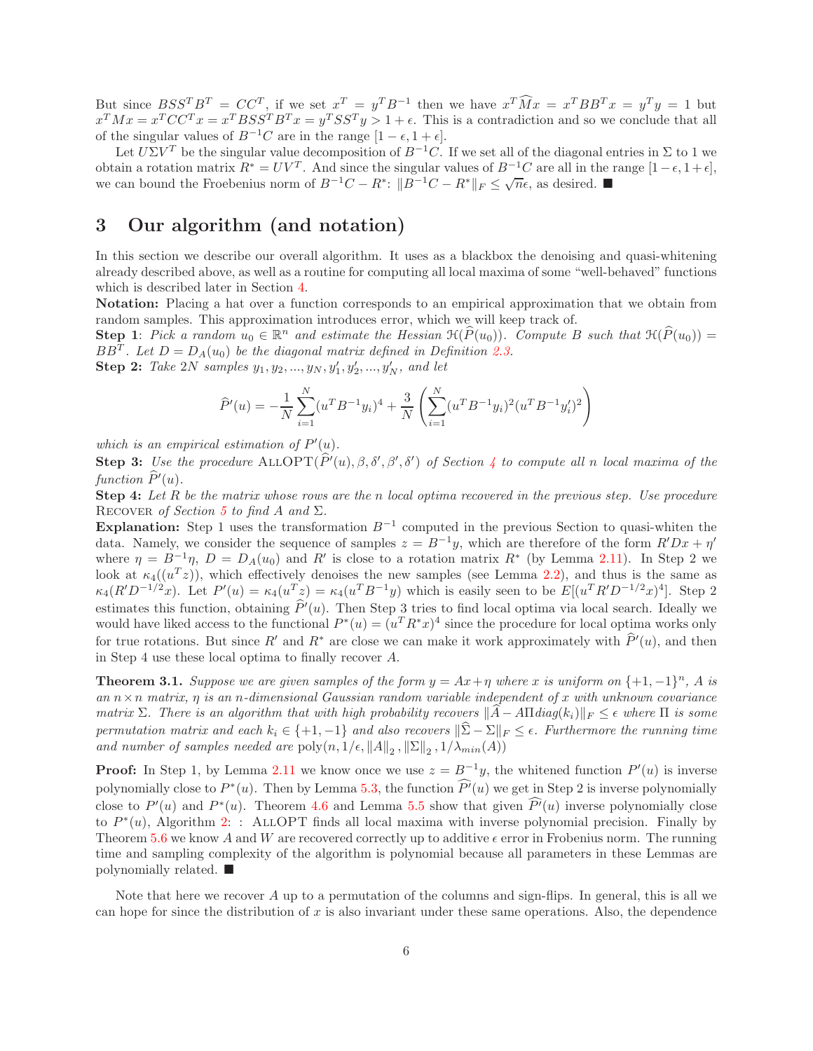But since $BSS^TB^T = CC^T$, if we set $x^T = y^TB^{-1}$ then we have $x^T\widehat{M}x = x^TBB^Tx = y^Ty = 1$ but $x^TMx = x^TCC^Tx = x^TBSS^TB^Tx = y^TSS^Ty > 1+\epsilon$. This is a contradiction and so we conclude that all of the singular values of $B^{-1}C$ are in the range $[1-\epsilon, 1+\epsilon]$.

Let $U\Sigma V^T$ be the singular value decomposition of $B^{-1}C$. If we set all of the diagonal entries in $\Sigma$ to 1 we obtain a rotation matrix $R^* = UV^T$. And since the singular values of $B^{-1}C$ are all in the range $[1-\epsilon, 1+\epsilon]$, we can bound the Froebenius norm of $B^{-1}C - R^*$: $\|B^{-1}C - R^*\|_F \leq \sqrt{n}\epsilon$, as desired. ∎

# 3 Our algorithm (and notation)

In this section we describe our overall algorithm. It uses as a blackbox the denoising and quasi-whitening already described above, as well as a routine for computing all local maxima of some "well-behaved" functions which is described later in Section 4.

**Notation:** Placing a hat over a function corresponds to an empirical approximation that we obtain from random samples. This approximation introduces error, which we will keep track of.

**Step 1**: *Pick a random $u_0 \in \mathbb{R}^n$ and estimate the Hessian $\mathcal{H}(\widehat{P}(u_0))$. Compute $B$ such that $\mathcal{H}(\widehat{P}(u_0)) = BB^T$. Let $D = D_A(u_0)$ be the diagonal matrix defined in Definition 2.3.*

**Step 2:** *Take $2N$ samples $y_1, y_2, ..., y_N, y'_1, y'_2, ..., y'_N$, and let*

$$\widehat{P}'(u) = -\frac{1}{N}\sum_{i=1}^{N}(u^TB^{-1}y_i)^4 + \frac{3}{N}\left(\sum_{i=1}^{N}(u^TB^{-1}y_i)^2(u^TB^{-1}y'_i)^2\right)$$

*which is an empirical estimation of $P'(u)$.*

**Step 3:** *Use the procedure* ALLOPT$(\widehat{P}'(u), \beta, \delta', \beta', \delta')$ *of Section 4 to compute all $n$ local maxima of the function $\widehat{P}'(u)$.*

**Step 4:** *Let $R$ be the matrix whose rows are the $n$ local optima recovered in the previous step. Use procedure* RECOVER *of Section 5 to find $A$ and $\Sigma$.*

**Explanation:** Step 1 uses the transformation $B^{-1}$ computed in the previous Section to quasi-whiten the data. Namely, we consider the sequence of samples $z = B^{-1}y$, which are therefore of the form $R'Dx + \eta'$ where $\eta = B^{-1}\eta$, $D = D_A(u_0)$ and $R'$ is close to a rotation matrix $R^*$ (by Lemma 2.11). In Step 2 we look at $\kappa_4((u^Tz))$, which effectively denoises the new samples (see Lemma 2.2), and thus is the same as $\kappa_4(R'D^{-1/2}x)$. Let $P'(u) = \kappa_4(u^Tz) = \kappa_4(u^TB^{-1}y)$ which is easily seen to be $E[(u^TR'D^{-1/2}x)^4]$. Step 2 estimates this function, obtaining $\widehat{P}'(u)$. Then Step 3 tries to find local optima via local search. Ideally we would have liked access to the functional $P^*(u) = (u^TR^*x)^4$ since the procedure for local optima works only for true rotations. But since $R'$ and $R^*$ are close we can make it work approximately with $\widehat{P}'(u)$, and then in Step 4 use these local optima to finally recover $A$.

**Theorem 3.1.** *Suppose we are given samples of the form $y = Ax + \eta$ where $x$ is uniform on $\{+1, -1\}^n$, $A$ is an $n \times n$ matrix, $\eta$ is an $n$-dimensional Gaussian random variable independent of $x$ with unknown covariance matrix $\Sigma$. There is an algorithm that with high probability recovers $\|\widehat{A} - A\Pi diag(k_i)\|_F \leq \epsilon$ where $\Pi$ is some permutation matrix and each $k_i \in \{+1, -1\}$ and also recovers $\|\widehat{\Sigma} - \Sigma\|_F \leq \epsilon$. Furthermore the running time and number of samples needed are $\text{poly}(n, 1/\epsilon, \|A\|_2, \|\Sigma\|_2, 1/\lambda_{min}(A))$*

**Proof:** In Step 1, by Lemma 2.11 we know once we use $z = B^{-1}y$, the whitened function $P'(u)$ is inverse polynomially close to $P^*(u)$. Then by Lemma 5.3, the function $\widehat{P'}(u)$ we get in Step 2 is inverse polynomially close to $P'(u)$ and $P^*(u)$. Theorem 4.6 and Lemma 5.5 show that given $\widehat{P'}(u)$ inverse polynomially close to $P^*(u)$, Algorithm 2: : ALLOPT finds all local maxima with inverse polynomial precision. Finally by Theorem 5.6 we know $A$ and $W$ are recovered correctly up to additive $\epsilon$ error in Frobenius norm. The running time and sampling complexity of the algorithm is polynomial because all parameters in these Lemmas are polynomially related. ∎

Note that here we recover $A$ up to a permutation of the columns and sign-flips. In general, this is all we can hope for since the distribution of $x$ is also invariant under these same operations. Also, the dependence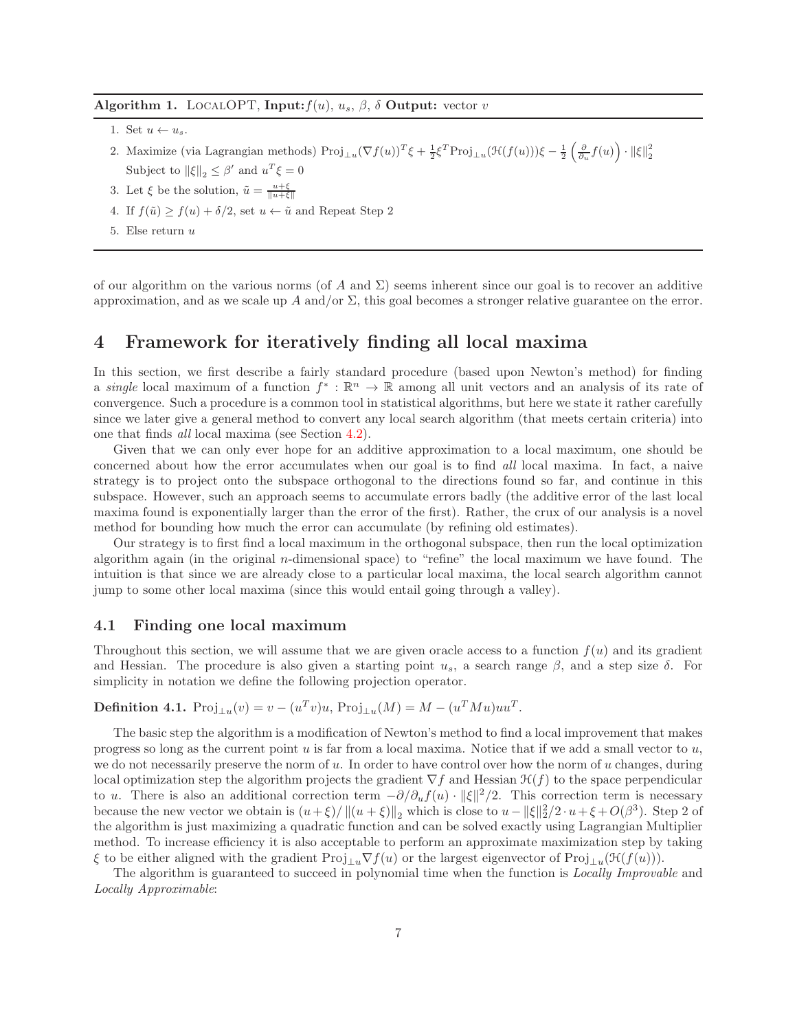**Algorithm 1.** LocalOPT, **Input:** $f(u)$, $u_s$, $\beta$, $\delta$ **Output:** vector $v$

1. Set $u \leftarrow u_s$.
2. Maximize (via Lagrangian methods) $\mathrm{Proj}_{\perp u}(\nabla f(u))^T \xi + \frac{1}{2}\xi^T \mathrm{Proj}_{\perp u}(\mathcal{H}(f(u)))\xi - \frac{1}{2}\left(\frac{\partial}{\partial_u} f(u)\right) \cdot \|\xi\|_2^2$
   Subject to $\|\xi\|_2 \le \beta'$ and $u^T \xi = 0$
3. Let $\xi$ be the solution, $\tilde{u} = \frac{u+\xi}{\|u+\xi\|}$
4. If $f(\tilde{u}) \ge f(u) + \delta/2$, set $u \leftarrow \tilde{u}$ and Repeat Step 2
5. Else return $u$

of our algorithm on the various norms (of $A$ and $\Sigma$) seems inherent since our goal is to recover an additive approximation, and as we scale up $A$ and/or $\Sigma$, this goal becomes a stronger relative guarantee on the error.

# 4 Framework for iteratively finding all local maxima

In this section, we first describe a fairly standard procedure (based upon Newton's method) for finding a *single* local maximum of a function $f^* : \mathbb{R}^n \to \mathbb{R}$ among all unit vectors and an analysis of its rate of convergence. Such a procedure is a common tool in statistical algorithms, but here we state it rather carefully since we later give a general method to convert any local search algorithm (that meets certain criteria) into one that finds *all* local maxima (see Section 4.2).

Given that we can only ever hope for an additive approximation to a local maximum, one should be concerned about how the error accumulates when our goal is to find *all* local maxima. In fact, a naive strategy is to project onto the subspace orthogonal to the directions found so far, and continue in this subspace. However, such an approach seems to accumulate errors badly (the additive error of the last local maxima found is exponentially larger than the error of the first). Rather, the crux of our analysis is a novel method for bounding how much the error can accumulate (by refining old estimates).

Our strategy is to first find a local maximum in the orthogonal subspace, then run the local optimization algorithm again (in the original $n$-dimensional space) to "refine" the local maximum we have found. The intuition is that since we are already close to a particular local maxima, the local search algorithm cannot jump to some other local maxima (since this would entail going through a valley).

## 4.1 Finding one local maximum

Throughout this section, we will assume that we are given oracle access to a function $f(u)$ and its gradient and Hessian. The procedure is also given a starting point $u_s$, a search range $\beta$, and a step size $\delta$. For simplicity in notation we define the following projection operator.

**Definition 4.1.** $\mathrm{Proj}_{\perp u}(v) = v - (u^T v)u$, $\mathrm{Proj}_{\perp u}(M) = M - (u^T M u)uu^T$.

The basic step the algorithm is a modification of Newton's method to find a local improvement that makes progress so long as the current point $u$ is far from a local maxima. Notice that if we add a small vector to $u$, we do not necessarily preserve the norm of $u$. In order to have control over how the norm of $u$ changes, during local optimization step the algorithm projects the gradient $\nabla f$ and Hessian $\mathcal{H}(f)$ to the space perpendicular to $u$. There is also an additional correction term $-\partial/\partial_u f(u) \cdot \|\xi\|^2/2$. This correction term is necessary because the new vector we obtain is $(u+\xi)/\left\|(u+\xi)\right\|_2$ which is close to $u - \|\xi\|_2^2/2 \cdot u + \xi + O(\beta^3)$. Step 2 of the algorithm is just maximizing a quadratic function and can be solved exactly using Lagrangian Multiplier method. To increase efficiency it is also acceptable to perform an approximate maximization step by taking $\xi$ to be either aligned with the gradient $\mathrm{Proj}_{\perp u}\nabla f(u)$ or the largest eigenvector of $\mathrm{Proj}_{\perp u}(\mathcal{H}(f(u)))$.

The algorithm is guaranteed to succeed in polynomial time when the function is *Locally Improvable* and *Locally Approximable*: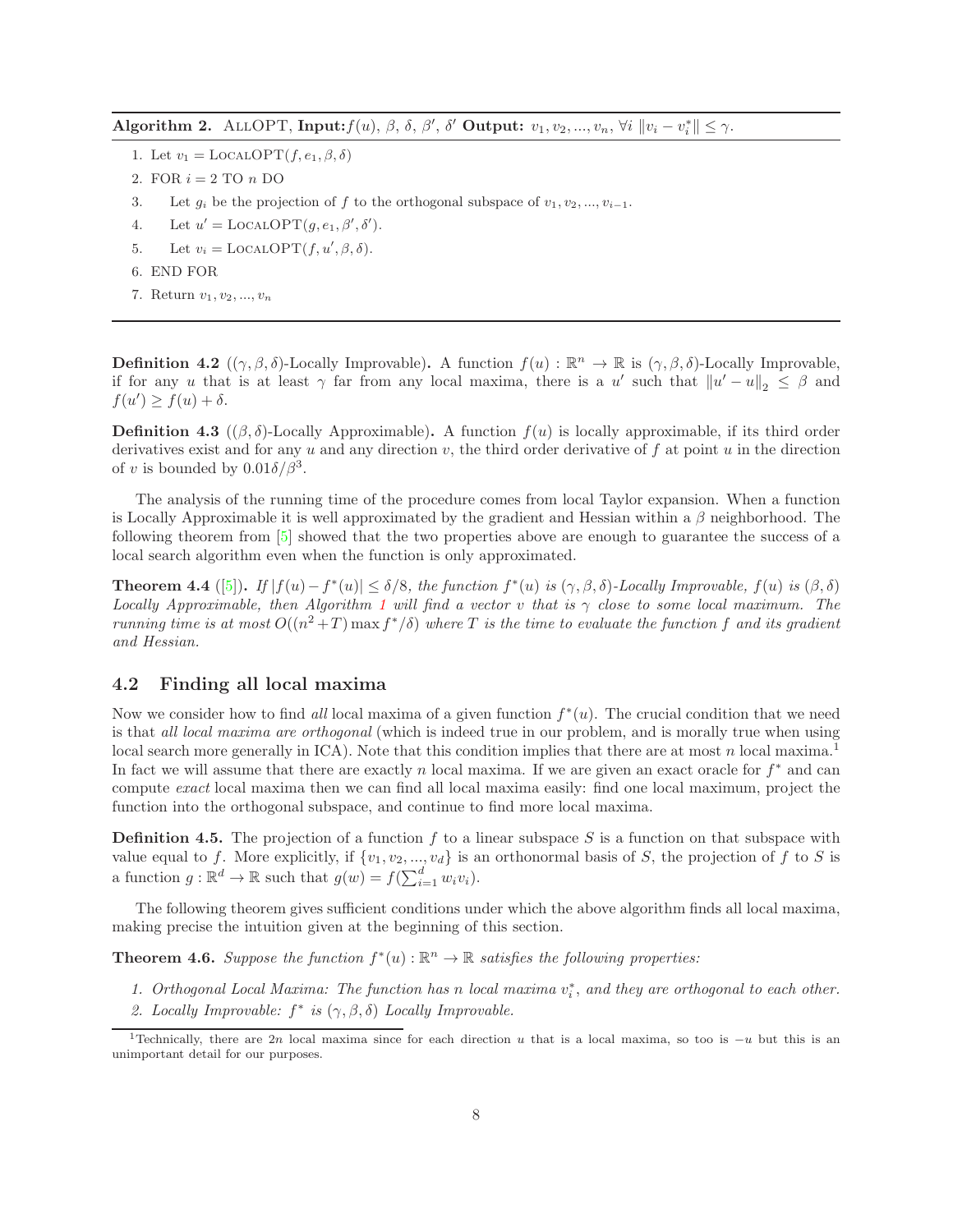**Algorithm 2.** AllOPT, **Input:** $f(u)$, $\beta$, $\delta$, $\beta'$, $\delta'$ **Output:** $v_1, v_2, ..., v_n$, $\forall i$ $\|v_i - v_i^*\| \le \gamma$.

1. Let $v_1 = \text{LocalOPT}(f, e_1, \beta, \delta)$
2. FOR $i = 2$ TO $n$ DO
3. Let $g_i$ be the projection of $f$ to the orthogonal subspace of $v_1, v_2, ..., v_{i-1}$.
4. Let $u' = \text{LocalOPT}(g, e_1, \beta', \delta')$.
5. Let $v_i = \text{LocalOPT}(f, u', \beta, \delta)$.
6. END FOR
7. Return $v_1, v_2, ..., v_n$

**Definition 4.2** (($\gamma, \beta, \delta$)-Locally Improvable)**.** A function $f(u) : \mathbb{R}^n \to \mathbb{R}$ is $(\gamma, \beta, \delta)$-Locally Improvable, if for any $u$ that is at least $\gamma$ far from any local maxima, there is a $u'$ such that $\|u' - u\|_2 \le \beta$ and $f(u') \ge f(u) + \delta$.

**Definition 4.3** (($\beta, \delta$)-Locally Approximable)**.** A function $f(u)$ is locally approximable, if its third order derivatives exist and for any $u$ and any direction $v$, the third order derivative of $f$ at point $u$ in the direction of $v$ is bounded by $0.01\delta/\beta^3$.

The analysis of the running time of the procedure comes from local Taylor expansion. When a function is Locally Approximable it is well approximated by the gradient and Hessian within a $\beta$ neighborhood. The following theorem from [5] showed that the two properties above are enough to guarantee the success of a local search algorithm even when the function is only approximated.

**Theorem 4.4** ([5])**.** *If $|f(u) - f^*(u)| \le \delta/8$, the function $f^*(u)$ is $(\gamma, \beta, \delta)$-Locally Improvable, $f(u)$ is $(\beta, \delta)$ Locally Approximable, then Algorithm 1 will find a vector $v$ that is $\gamma$ close to some local maximum. The running time is at most $O((n^2 + T) \max f^*/\delta)$ where $T$ is the time to evaluate the function $f$ and its gradient and Hessian.*

## 4.2 Finding all local maxima

Now we consider how to find *all* local maxima of a given function $f^*(u)$. The crucial condition that we need is that *all local maxima are orthogonal* (which is indeed true in our problem, and is morally true when using local search more generally in ICA). Note that this condition implies that there are at most $n$ local maxima.[1] In fact we will assume that there are exactly $n$ local maxima. If we are given an exact oracle for $f^*$ and can compute *exact* local maxima then we can find all local maxima easily: find one local maximum, project the function into the orthogonal subspace, and continue to find more local maxima.

**Definition 4.5.** The projection of a function $f$ to a linear subspace $S$ is a function on that subspace with value equal to $f$. More explicitly, if $\{v_1, v_2, ..., v_d\}$ is an orthonormal basis of $S$, the projection of $f$ to $S$ is a function $g : \mathbb{R}^d \to \mathbb{R}$ such that $g(w) = f(\sum_{i=1}^d w_i v_i)$.

The following theorem gives sufficient conditions under which the above algorithm finds all local maxima, making precise the intuition given at the beginning of this section.

**Theorem 4.6.** *Suppose the function $f^*(u) : \mathbb{R}^n \to \mathbb{R}$ satisfies the following properties:*

1. *Orthogonal Local Maxima: The function has $n$ local maxima $v_i^*$, and they are orthogonal to each other.*
2. *Locally Improvable: $f^*$ is $(\gamma, \beta, \delta)$ Locally Improvable.*

[1] Technically, there are $2n$ local maxima since for each direction $u$ that is a local maxima, so too is $-u$ but this is an unimportant detail for our purposes.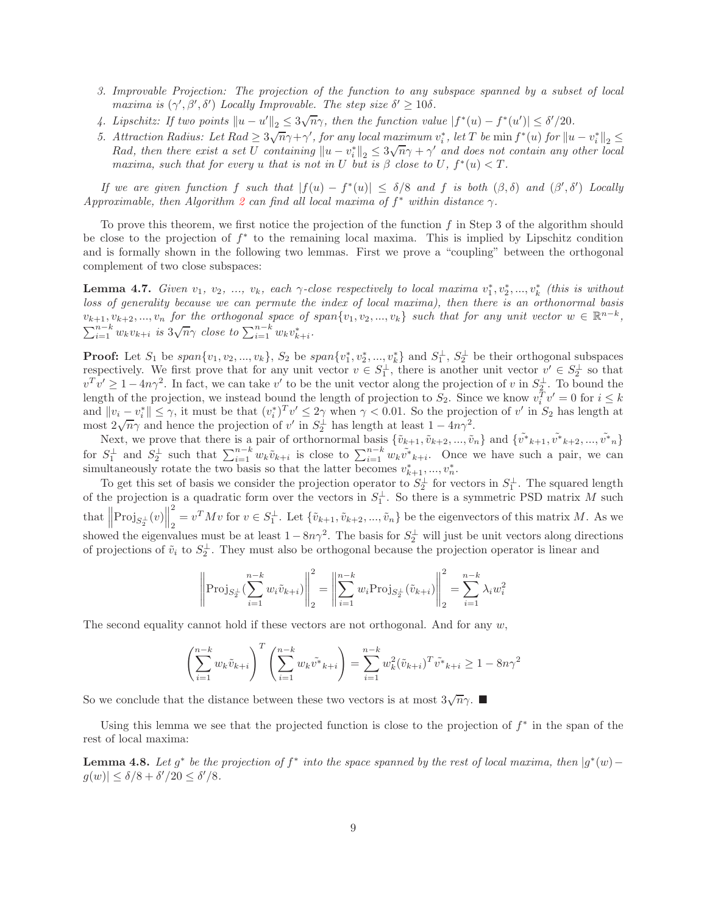3. *Improvable Projection: The projection of the function to any subspace spanned by a subset of local maxima is $(\gamma', \beta', \delta')$ Locally Improvable. The step size $\delta' \geq 10\delta$.*
4. *Lipschitz: If two points $\|u - u'\|_2 \leq 3\sqrt{n}\gamma$, then the function value $|f^*(u) - f^*(u')| \leq \delta'/20$.*
5. *Attraction Radius: Let $Rad \geq 3\sqrt{n}\gamma + \gamma'$, for any local maximum $v_i^*$, let $T$ be $\min f^*(u)$ for $\|u - v_i^*\|_2 \leq Rad$, then there exist a set $U$ containing $\|u - v_i^*\|_2 \leq 3\sqrt{n}\gamma + \gamma'$ and does not contain any other local maxima, such that for every $u$ that is not in $U$ but is $\beta$ close to $U$, $f^*(u) < T$.*

*If we are given function $f$ such that $|f(u) - f^*(u)| \leq \delta/8$ and $f$ is both $(\beta, \delta)$ and $(\beta', \delta')$ Locally Approximable, then Algorithm 2 can find all local maxima of $f^*$ within distance $\gamma$.*

To prove this theorem, we first notice the projection of the function $f$ in Step 3 of the algorithm should be close to the projection of $f^*$ to the remaining local maxima. This is implied by Lipschitz condition and is formally shown in the following two lemmas. First we prove a "coupling" between the orthogonal complement of two close subspaces:

**Lemma 4.7.** *Given $v_1, v_2, ..., v_k$, each $\gamma$-close respectively to local maxima $v_1^*, v_2^*, ..., v_k^*$ (this is without loss of generality because we can permute the index of local maxima), then there is an orthonormal basis $v_{k+1}, v_{k+2}, ..., v_n$ for the orthogonal space of $span\{v_1, v_2, ..., v_k\}$ such that for any unit vector $w \in \mathbb{R}^{n-k}$, $\sum_{i=1}^{n-k} w_k v_{k+i}$ is $3\sqrt{n}\gamma$ close to $\sum_{i=1}^{n-k} w_k v_{k+i}^*$.*

**Proof:** Let $S_1$ be $span\{v_1, v_2, ..., v_k\}$, $S_2$ be $span\{v_1^*, v_2^*, ..., v_k^*\}$ and $S_1^\perp$, $S_2^\perp$ be their orthogonal subspaces respectively. We first prove that for any unit vector $v \in S_1^\perp$, there is another unit vector $v' \in S_2^\perp$ so that $v^T v' \geq 1 - 4n\gamma^2$. In fact, we can take $v'$ to be the unit vector along the projection of $v$ in $S_2^\perp$. To bound the length of the projection, we instead bound the length of projection to $S_2$. Since we know $v_i^T v' = 0$ for $i \leq k$ and $\|v_i - v_i^*\| \leq \gamma$, it must be that $(v_i^*)^T v' \leq 2\gamma$ when $\gamma < 0.01$. So the projection of $v'$ in $S_2$ has length at most $2\sqrt{n}\gamma$ and hence the projection of $v'$ in $S_2^\perp$ has length at least $1 - 4n\gamma^2$.

Next, we prove that there is a pair of orthornormal basis $\{\tilde{v}_{k+1}, \tilde{v}_{k+2}, ..., \tilde{v}_n\}$ and $\{\tilde{v^*}_{k+1}, \tilde{v^*}_{k+2}, ..., \tilde{v^*}_n\}$ for $S_1^\perp$ and $S_2^\perp$ such that $\sum_{i=1}^{n-k} w_k \tilde{v}_{k+i}$ is close to $\sum_{i=1}^{n-k} w_k \tilde{v^*}_{k+i}$. Once we have such a pair, we can simultaneously rotate the two basis so that the latter becomes $v_{k+1}^*, ..., v_n^*$.

To get this set of basis we consider the projection operator to $S_2^\perp$ for vectors in $S_1^\perp$. The squared length of the projection is a quadratic form over the vectors in $S_1^\perp$. So there is a symmetric PSD matrix $M$ such that $\left\|\mathrm{Proj}_{S_2^\perp}(v)\right\|_2^2 = v^T M v$ for $v \in S_1^\perp$. Let $\{\tilde{v}_{k+1}, \tilde{v}_{k+2}, ..., \tilde{v}_n\}$ be the eigenvectors of this matrix $M$. As we showed the eigenvalues must be at least $1 - 8n\gamma^2$. The basis for $S_2^\perp$ will just be unit vectors along directions of projections of $\tilde{v}_i$ to $S_2^\perp$. They must also be orthogonal because the projection operator is linear and

$$\left\|\mathrm{Proj}_{S_2^\perp}(\sum_{i=1}^{n-k} w_i \tilde{v}_{k+i})\right\|_2^2 = \left\|\sum_{i=1}^{n-k} w_i \mathrm{Proj}_{S_2^\perp}(\tilde{v}_{k+i})\right\|_2^2 = \sum_{i=1}^{n-k} \lambda_i w_i^2$$

The second equality cannot hold if these vectors are not orthogonal. And for any $w$,

$$\left(\sum_{i=1}^{n-k} w_k \tilde{v}_{k+i}\right)^T \left(\sum_{i=1}^{n-k} w_k \tilde{v^*}_{k+i}\right) = \sum_{i=1}^{n-k} w_k^2 (\tilde{v}_{k+i})^T \tilde{v^*}_{k+i} \geq 1 - 8n\gamma^2$$

So we conclude that the distance between these two vectors is at most $3\sqrt{n}\gamma$. ■

Using this lemma we see that the projected function is close to the projection of $f^*$ in the span of the rest of local maxima:

**Lemma 4.8.** *Let $g^*$ be the projection of $f^*$ into the space spanned by the rest of local maxima, then $|g^*(w) - g(w)| \leq \delta/8 + \delta'/20 \leq \delta'/8$.*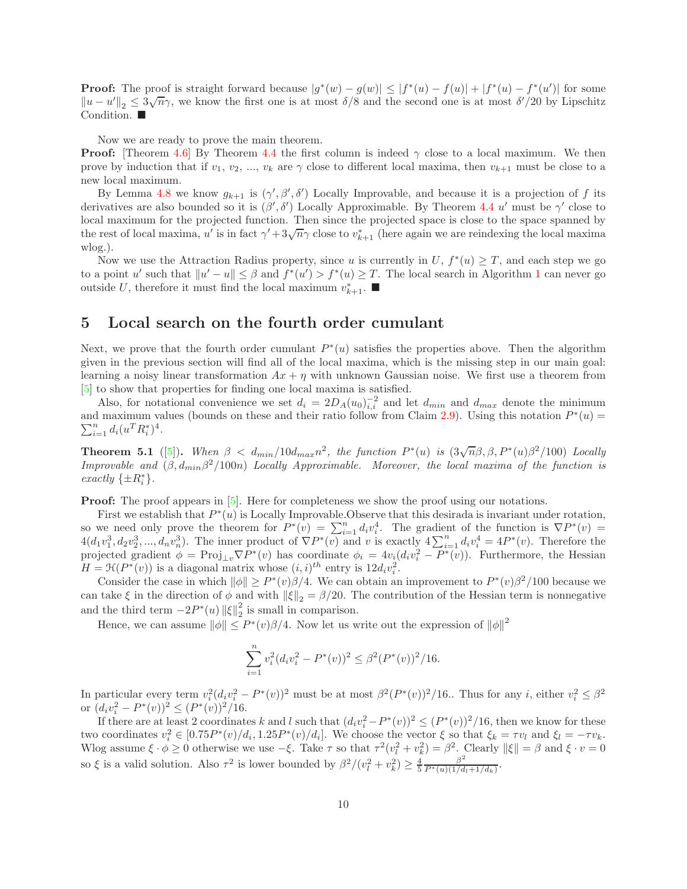**Proof:** The proof is straight forward because $|g^*(w) - g(w)| \le |f^*(u) - f(u)| + |f^*(u) - f^*(u')|$ for some $\|u - u'\|_2 \le 3\sqrt{n}\gamma$, we know the first one is at most $\delta/8$ and the second one is at most $\delta'/20$ by Lipschitz Condition. ■

Now we are ready to prove the main theorem.

**Proof:** [Theorem 4.6] By Theorem 4.4 the first column is indeed $\gamma$ close to a local maximum. We then prove by induction that if $v_1, v_2, ..., v_k$ are $\gamma$ close to different local maxima, then $v_{k+1}$ must be close to a new local maximum.

By Lemma 4.8 we know $g_{k+1}$ is $(\gamma', \beta', \delta')$ Locally Improvable, and because it is a projection of $f$ its derivatives are also bounded so it is $(\beta', \delta')$ Locally Approximable. By Theorem 4.4 $u'$ must be $\gamma'$ close to local maximum for the projected function. Then since the projected space is close to the space spanned by the rest of local maxima, $u'$ is in fact $\gamma' + 3\sqrt{n}\gamma$ close to $v^*_{k+1}$ (here again we are reindexing the local maxima wlog.).

Now we use the Attraction Radius property, since $u$ is currently in $U$, $f^*(u) \ge T$, and each step we go to a point $u'$ such that $\|u' - u\| \le \beta$ and $f^*(u') > f^*(u) \ge T$. The local search in Algorithm 1 can never go outside $U$, therefore it must find the local maximum $v^*_{k+1}$. ■

## 5 Local search on the fourth order cumulant

Next, we prove that the fourth order cumulant $P^*(u)$ satisfies the properties above. Then the algorithm given in the previous section will find all of the local maxima, which is the missing step in our main goal: learning a noisy linear transformation $Ax + \eta$ with unknown Gaussian noise. We first use a theorem from [5] to show that properties for finding one local maxima is satisfied.

Also, for notational convenience we set $d_i = 2D_A(u_0)^{-2}_{i,i}$ and let $d_{min}$ and $d_{max}$ denote the minimum and maximum values (bounds on these and their ratio follow from Claim 2.9). Using this notation $P^*(u) = \sum_{i=1}^n d_i (u^T R^*_i)^4$.

**Theorem 5.1** ([5]). *When $\beta < d_{min}/10 d_{max} n^2$, the function $P^*(u)$ is $(3\sqrt{n}\beta, \beta, P^*(u)\beta^2/100)$ Locally Improvable and $(\beta, d_{min}\beta^2/100n)$ Locally Approximable. Moreover, the local maxima of the function is exactly $\{\pm R^*_i\}$.*

**Proof:** The proof appears in [5]. Here for completeness we show the proof using our notations.

First we establish that $P^*(u)$ is Locally Improvable.Observe that this desirada is invariant under rotation, so we need only prove the theorem for $P^*(v) = \sum_{i=1}^n d_i v_i^4$. The gradient of the function is $\nabla P^*(v) = 4(d_1 v_1^3, d_2 v_2^3, ..., d_n v_n^3)$. The inner product of $\nabla P^*(v)$ and $v$ is exactly $4\sum_{i=1}^n d_i v_i^4 = 4P^*(v)$. Therefore the projected gradient $\phi = \mathrm{Proj}_{\perp v} \nabla P^*(v)$ has coordinate $\phi_i = 4v_i(d_i v_i^2 - P^*(v))$. Furthermore, the Hessian $H = \mathcal{H}(P^*(v))$ is a diagonal matrix whose $(i,i)^{th}$ entry is $12 d_i v_i^2$.

Consider the case in which $\|\phi\| \ge P^*(v)\beta/4$. We can obtain an improvement to $P^*(v)\beta^2/100$ because we can take $\xi$ in the direction of $\phi$ and with $\|\xi\|_2 = \beta/20$. The contribution of the Hessian term is nonnegative and the third term $-2P^*(u)\|\xi\|_2^2$ is small in comparison.

Hence, we can assume $\|\phi\| \le P^*(v)\beta/4$. Now let us write out the expression of $\|\phi\|^2$

$$\sum_{i=1}^n v_i^2 (d_i v_i^2 - P^*(v))^2 \le \beta^2 (P^*(v))^2/16.$$

In particular every term $v_i^2(d_i v_i^2 - P^*(v))^2$ must be at most $\beta^2(P^*(v))^2/16.$. Thus for any $i$, either $v_i^2 \le \beta^2$ or $(d_i v_i^2 - P^*(v))^2 \le (P^*(v))^2/16$.

If there are at least 2 coordinates $k$ and $l$ such that $(d_i v_i^2 - P^*(v))^2 \le (P^*(v))^2/16$, then we know for these two coordinates $v_i^2 \in [0.75P^*(v)/d_i, 1.25P^*(v)/d_i]$. We choose the vector $\xi$ so that $\xi_k = \tau v_l$ and $\xi_l = -\tau v_k$. Wlog assume $\xi \cdot \phi \ge 0$ otherwise we use $-\xi$. Take $\tau$ so that $\tau^2(v_l^2 + v_k^2) = \beta^2$. Clearly $\|\xi\| = \beta$ and $\xi \cdot v = 0$ so $\xi$ is a valid solution. Also $\tau^2$ is lower bounded by $\beta^2/(v_l^2 + v_k^2) \ge \frac{4}{5}\frac{\beta^2}{P^*(u)(1/d_l + 1/d_k)}$.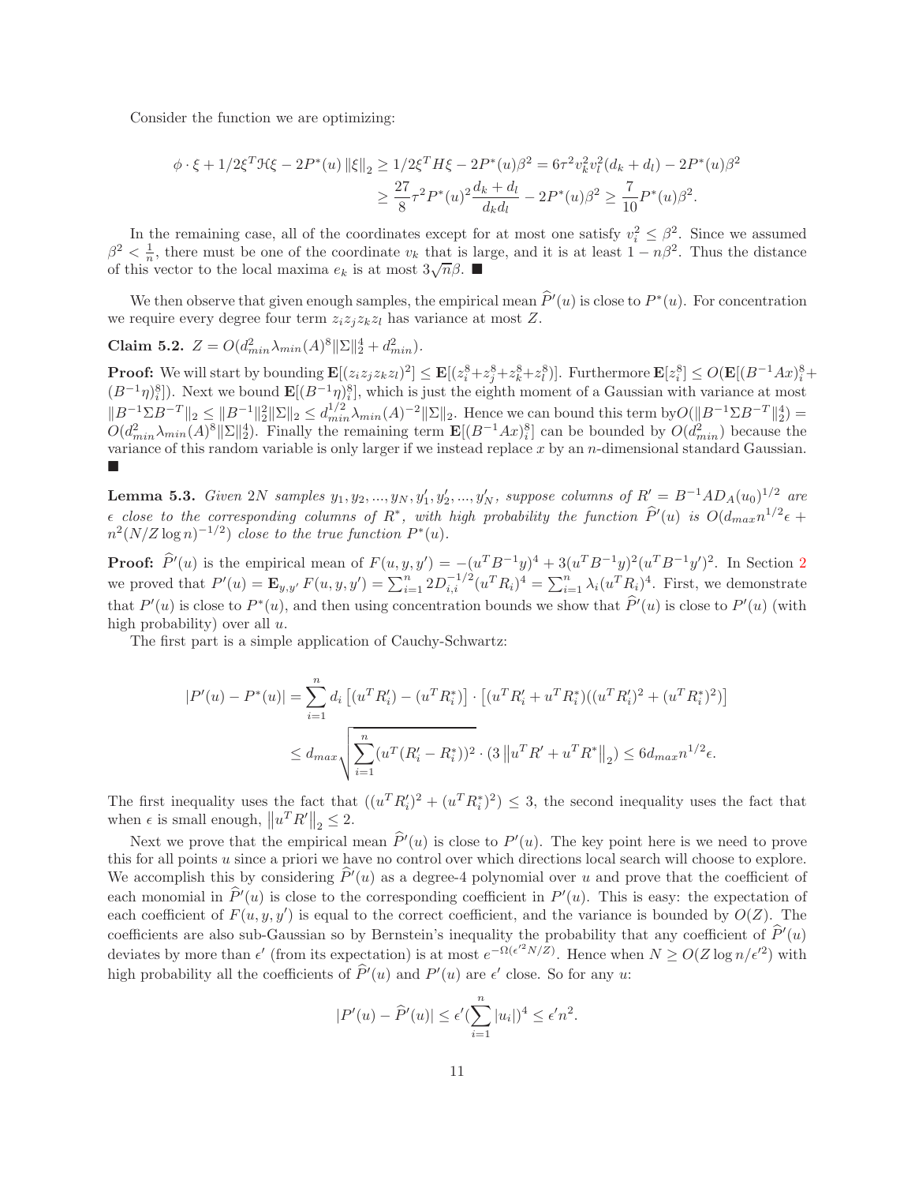Consider the function we are optimizing:

$$\phi \cdot \xi + 1/2\xi^T \mathcal{H}\xi - 2P^*(u)\|\xi\|_2 \geq 1/2\xi^T H\xi - 2P^*(u)\beta^2 = 6\tau^2 v_k^2 v_l^2(d_k + d_l) - 2P^*(u)\beta^2$$
$$\geq \frac{27}{8}\tau^2 P^*(u)^2 \frac{d_k + d_l}{d_k d_l} - 2P^*(u)\beta^2 \geq \frac{7}{10}P^*(u)\beta^2.$$

In the remaining case, all of the coordinates except for at most one satisfy $v_i^2 \leq \beta^2$. Since we assumed $\beta^2 < \frac{1}{n}$, there must be one of the coordinate $v_k$ that is large, and it is at least $1 - n\beta^2$. Thus the distance of this vector to the local maxima $e_k$ is at most $3\sqrt{n}\beta$. ■

We then observe that given enough samples, the empirical mean $\widehat{P}'(u)$ is close to $P^*(u)$. For concentration we require every degree four term $z_i z_j z_k z_l$ has variance at most $Z$.

**Claim 5.2.** $Z = O(d_{min}^2 \lambda_{min}(A)^8 \|\Sigma\|_2^4 + d_{min}^2)$.

**Proof:** We will start by bounding $\mathbf{E}[(z_i z_j z_k z_l)^2] \leq \mathbf{E}[(z_i^8 + z_j^8 + z_k^8 + z_l^8)]$. Furthermore $\mathbf{E}[z_i^8] \leq O(\mathbf{E}[(B^{-1}Ax)_i^8 + (B^{-1}\eta)_i^8])$. Next we bound $\mathbf{E}[(B^{-1}\eta)_i^8]$, which is just the eighth moment of a Gaussian with variance at most $\|B^{-1}\Sigma B^{-T}\|_2 \leq \|B^{-1}\|_2^2 \|\Sigma\|_2 \leq d_{min}^{1/2}\lambda_{min}(A)^{-2}\|\Sigma\|_2$. Hence we can bound this term by$O(\|B^{-1}\Sigma B^{-T}\|_2^4) = O(d_{min}^2 \lambda_{min}(A)^8 \|\Sigma\|_2^4)$. Finally the remaining term $\mathbf{E}[(B^{-1}Ax)_i^8]$ can be bounded by $O(d_{min}^2)$ because the variance of this random variable is only larger if we instead replace $x$ by an $n$-dimensional standard Gaussian. ■

**Lemma 5.3.** *Given $2N$ samples $y_1, y_2, ..., y_N, y_1', y_2', ..., y_N'$, suppose columns of $R' = B^{-1}AD_A(u_0)^{1/2}$ are $\epsilon$ close to the corresponding columns of $R^*$, with high probability the function $\widehat{P}'(u)$ is $O(d_{max} n^{1/2}\epsilon + n^2(N/Z\log n)^{-1/2})$ close to the true function $P^*(u)$.*

**Proof:** $\widehat{P}'(u)$ is the empirical mean of $F(u, y, y') = -(u^T B^{-1}y)^4 + 3(u^T B^{-1}y)^2(u^T B^{-1}y')^2$. In Section 2 we proved that $P'(u) = \mathbf{E}_{y,y'} F(u, y, y') = \sum_{i=1}^n 2D_{i,i}^{-1/2}(u^T R_i)^4 = \sum_{i=1}^n \lambda_i (u^T R_i)^4$. First, we demonstrate that $P'(u)$ is close to $P^*(u)$, and then using concentration bounds we show that $\widehat{P}'(u)$ is close to $P'(u)$ (with high probability) over all $u$.

The first part is a simple application of Cauchy-Schwartz:

$$|P'(u) - P^*(u)| = \sum_{i=1}^n d_i \left[(u^T R_i') - (u^T R_i^*)\right] \cdot \left[(u^T R_i' + u^T R_i^*)((u^T R_i')^2 + (u^T R_i^*)^2)\right]$$
$$\leq d_{max}\sqrt{\sum_{i=1}^n (u^T(R_i' - R_i^*))^2} \cdot (3\left\|u^T R' + u^T R^*\right\|_2) \leq 6 d_{max} n^{1/2}\epsilon.$$

The first inequality uses the fact that $((u^T R_i')^2 + (u^T R_i^*)^2) \leq 3$, the second inequality uses the fact that when $\epsilon$ is small enough, $\left\|u^T R'\right\|_2 \leq 2$.

Next we prove that the empirical mean $\widehat{P}'(u)$ is close to $P'(u)$. The key point here is we need to prove this for all points $u$ since a priori we have no control over which directions local search will choose to explore. We accomplish this by considering $\widehat{P}'(u)$ as a degree-4 polynomial over $u$ and prove that the coefficient of each monomial in $\widehat{P}'(u)$ is close to the corresponding coefficient in $P'(u)$. This is easy: the expectation of each coefficient of $F(u, y, y')$ is equal to the correct coefficient, and the variance is bounded by $O(Z)$. The coefficients are also sub-Gaussian so by Bernstein's inequality the probability that any coefficient of $\widehat{P}'(u)$ deviates by more than $\epsilon'$ (from its expectation) is at most $e^{-\Omega(\epsilon'^2 N/Z)}$. Hence when $N \geq O(Z\log n/\epsilon'^2)$ with high probability all the coefficients of $\widehat{P}'(u)$ and $P'(u)$ are $\epsilon'$ close. So for any $u$:

$$|P'(u) - \widehat{P}'(u)| \leq \epsilon'(\sum_{i=1}^n |u_i|)^4 \leq \epsilon' n^2.$$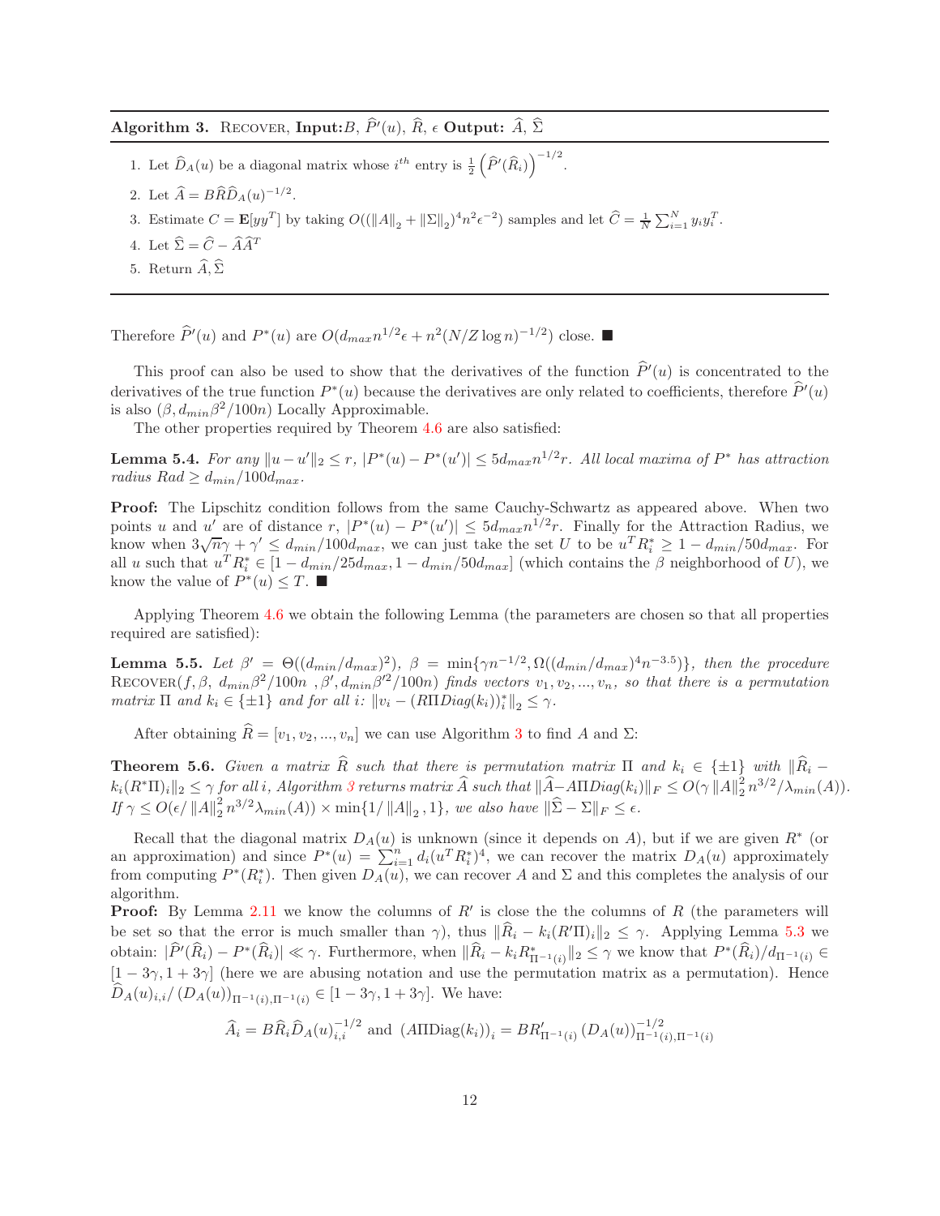**Algorithm 3.** RECOVER, **Input:** $B$, $\widehat{P}'(u)$, $\widehat{R}$, $\epsilon$ **Output:** $\widehat{A}$, $\widehat{\Sigma}$

1. Let $\widehat{D}_A(u)$ be a diagonal matrix whose $i^{th}$ entry is $\frac{1}{2}\left(\widehat{P}'(\widehat{R}_i)\right)^{-1/2}$.
2. Let $\widehat{A} = B\widehat{R}\widehat{D}_A(u)^{-1/2}$.
3. Estimate $C = \mathbf{E}[yy^T]$ by taking $O((\|A\|_2 + \|\Sigma\|_2)^4 n^2 \epsilon^{-2})$ samples and let $\widehat{C} = \frac{1}{N}\sum_{i=1}^N y_i y_i^T$.
4. Let $\widehat{\Sigma} = \widehat{C} - \widehat{A}\widehat{A}^T$
5. Return $\widehat{A}, \widehat{\Sigma}$

Therefore $\widehat{P}'(u)$ and $P^*(u)$ are $O(d_{max} n^{1/2}\epsilon + n^2(N/Z\log n)^{-1/2})$ close. ■

This proof can also be used to show that the derivatives of the function $\widehat{P}'(u)$ is concentrated to the derivatives of the true function $P^*(u)$ because the derivatives are only related to coefficients, therefore $\widehat{P}'(u)$ is also $(\beta, d_{min}\beta^2/100n)$ Locally Approximable.

The other properties required by Theorem 4.6 are also satisfied:

**Lemma 5.4.** *For any $\|u - u'\|_2 \le r$, $|P^*(u) - P^*(u')| \le 5d_{max}n^{1/2}r$. All local maxima of $P^*$ has attraction radius $Rad \ge d_{min}/100d_{max}$.*

**Proof:** The Lipschitz condition follows from the same Cauchy-Schwartz as appeared above. When two points $u$ and $u'$ are of distance $r$, $|P^*(u) - P^*(u')| \le 5d_{max}n^{1/2}r$. Finally for the Attraction Radius, we know when $3\sqrt{n}\gamma + \gamma' \le d_{min}/100d_{max}$, we can just take the set $U$ to be $u^T R_i^* \ge 1 - d_{min}/50d_{max}$. For all $u$ such that $u^T R_i^* \in [1 - d_{min}/25d_{max}, 1 - d_{min}/50d_{max}]$ (which contains the $\beta$ neighborhood of $U$), we know the value of $P^*(u) \le T$. ■

Applying Theorem 4.6 we obtain the following Lemma (the parameters are chosen so that all properties required are satisfied):

**Lemma 5.5.** *Let $\beta' = \Theta((d_{min}/d_{max})^2)$, $\beta = \min\{\gamma n^{-1/2}, \Omega((d_{min}/d_{max})^4 n^{-3.5})\}$, then the procedure* RECOVER*$(f, \beta,\ d_{min}\beta^2/100n\ , \beta', d_{min}\beta'^2/100n)$ finds vectors $v_1, v_2, ..., v_n$, so that there is a permutation matrix $\Pi$ and $k_i \in \{\pm 1\}$ and for all $i$: $\|v_i - (R\Pi Diag(k_i))^*_i\|_2 \le \gamma$.*

After obtaining $\widehat{R} = [v_1, v_2, ..., v_n]$ we can use Algorithm 3 to find $A$ and $\Sigma$:

**Theorem 5.6.** *Given a matrix $\widehat{R}$ such that there is permutation matrix $\Pi$ and $k_i \in \{\pm 1\}$ with $\|\widehat{R}_i - k_i(R^*\Pi)_i\|_2 \le \gamma$ for all $i$, Algorithm 3 returns matrix $\widehat{A}$ such that $\|\widehat{A} - A\Pi Diag(k_i)\|_F \le O(\gamma\|A\|_2^2 n^{3/2}/\lambda_{min}(A))$. If $\gamma \le O(\epsilon/\|A\|_2^2 n^{3/2}\lambda_{min}(A)) \times \min\{1/\|A\|_2, 1\}$, we also have $\|\widehat{\Sigma} - \Sigma\|_F \le \epsilon$.*

Recall that the diagonal matrix $D_A(u)$ is unknown (since it depends on $A$), but if we are given $R^*$ (or an approximation) and since $P^*(u) = \sum_{i=1}^n d_i(u^T R_i^*)^4$, we can recover the matrix $D_A(u)$ approximately from computing $P^*(R_i^*)$. Then given $D_A(u)$, we can recover $A$ and $\Sigma$ and this completes the analysis of our algorithm.

**Proof:** By Lemma 2.11 we know the columns of $R'$ is close the the columns of $R$ (the parameters will be set so that the error is much smaller than $\gamma$), thus $\|\widehat{R}_i - k_i(R'\Pi)_i\|_2 \le \gamma$. Applying Lemma 5.3 we obtain: $|\widehat{P}'(\widehat{R}_i) - P^*(\widehat{R}_i)| \ll \gamma$. Furthermore, when $\|\widehat{R}_i - k_i R^*_{\Pi^{-1}(i)}\|_2 \le \gamma$ we know that $P^*(\widehat{R}_i)/d_{\Pi^{-1}(i)} \in [1 - 3\gamma, 1 + 3\gamma]$ (here we are abusing notation and use the permutation matrix as a permutation). Hence $\widehat{D}_A(u)_{i,i}/\left(D_A(u)\right)_{\Pi^{-1}(i),\Pi^{-1}(i)} \in [1 - 3\gamma, 1 + 3\gamma]$. We have:

$$\widehat{A}_i = B\widehat{R}_i\widehat{D}_A(u)_{i,i}^{-1/2} \text{ and } \left(A\Pi\text{Diag}(k_i)\right)_i = BR'_{\Pi^{-1}(i)}\left(D_A(u)\right)^{-1/2}_{\Pi^{-1}(i),\Pi^{-1}(i)}$$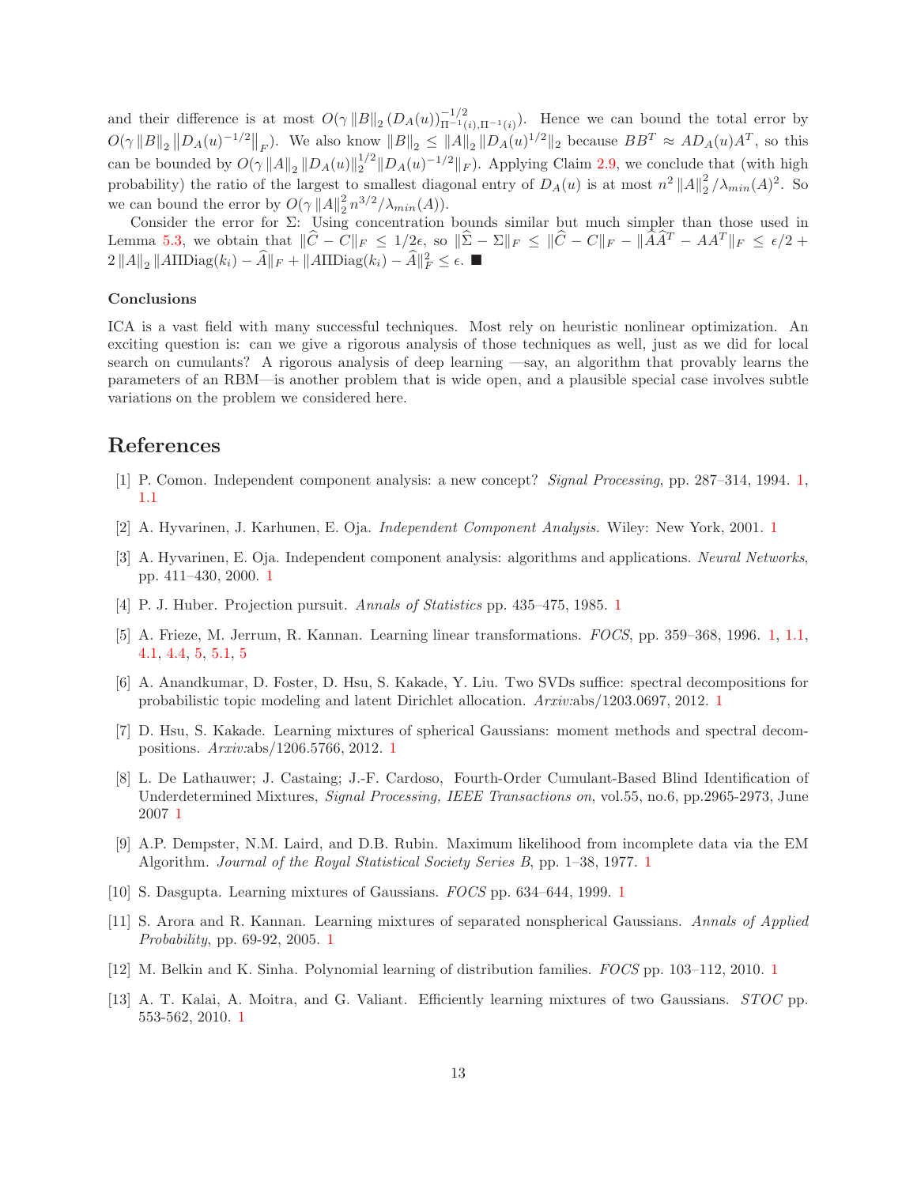and their difference is at most $O(\gamma \|B\|_2 (D_A(u))^{-1/2}_{\Pi^{-1}(i),\Pi^{-1}(i)})$. Hence we can bound the total error by $O(\gamma \|B\|_2 \|D_A(u)^{-1/2}\|_F)$. We also know $\|B\|_2 \leq \|A\|_2 \|D_A(u)^{1/2}\|_2$ because $BB^T \approx AD_A(u)A^T$, so this can be bounded by $O(\gamma \|A\|_2 \|D_A(u)\|_2^{1/2} \|D_A(u)^{-1/2}\|_F)$. Applying Claim 2.9, we conclude that (with high probability) the ratio of the largest to smallest diagonal entry of $D_A(u)$ is at most $n^2 \|A\|_2^2 / \lambda_{min}(A)^2$. So we can bound the error by $O(\gamma \|A\|_2^2 n^{3/2} / \lambda_{min}(A))$.

Consider the error for $\Sigma$: Using concentration bounds similar but much simpler than those used in Lemma 5.3, we obtain that $\|\widehat{C} - C\|_F \leq 1/2\epsilon$, so $\|\widehat{\Sigma} - \Sigma\|_F \leq \|\widehat{C} - C\|_F - \|\widehat{A}\widehat{A}^T - AA^T\|_F \leq \epsilon/2 + 2\|A\|_2 \|A\Pi \text{Diag}(k_i) - \widehat{A}\|_F + \|A\Pi\text{Diag}(k_i) - \widehat{A}\|_F^2 \leq \epsilon$. ■

### Conclusions

ICA is a vast field with many successful techniques. Most rely on heuristic nonlinear optimization. An exciting question is: can we give a rigorous analysis of those techniques as well, just as we did for local search on cumulants? A rigorous analysis of deep learning —say, an algorithm that provably learns the parameters of an RBM—is another problem that is wide open, and a plausible special case involves subtle variations on the problem we considered here.

## References

[1] P. Comon. Independent component analysis: a new concept? *Signal Processing*, pp. 287–314, 1994. 1, 1.1

[2] A. Hyvarinen, J. Karhunen, E. Oja. *Independent Component Analysis.* Wiley: New York, 2001. 1

[3] A. Hyvarinen, E. Oja. Independent component analysis: algorithms and applications. *Neural Networks*, pp. 411–430, 2000. 1

[4] P. J. Huber. Projection pursuit. *Annals of Statistics* pp. 435–475, 1985. 1

[5] A. Frieze, M. Jerrum, R. Kannan. Learning linear transformations. *FOCS*, pp. 359–368, 1996. 1, 1.1, 4.1, 4.4, 5, 5.1, 5

[6] A. Anandkumar, D. Foster, D. Hsu, S. Kakade, Y. Liu. Two SVDs suffice: spectral decompositions for probabilistic topic modeling and latent Dirichlet allocation. *Arxiv*:abs/1203.0697, 2012. 1

[7] D. Hsu, S. Kakade. Learning mixtures of spherical Gaussians: moment methods and spectral decompositions. *Arxiv*:abs/1206.5766, 2012. 1

[8] L. De Lathauwer; J. Castaing; J.-F. Cardoso, Fourth-Order Cumulant-Based Blind Identification of Underdetermined Mixtures, *Signal Processing, IEEE Transactions on*, vol.55, no.6, pp.2965-2973, June 2007 1

[9] A.P. Dempster, N.M. Laird, and D.B. Rubin. Maximum likelihood from incomplete data via the EM Algorithm. *Journal of the Royal Statistical Society Series B*, pp. 1–38, 1977. 1

[10] S. Dasgupta. Learning mixtures of Gaussians. *FOCS* pp. 634–644, 1999. 1

[11] S. Arora and R. Kannan. Learning mixtures of separated nonspherical Gaussians. *Annals of Applied Probability*, pp. 69-92, 2005. 1

[12] M. Belkin and K. Sinha. Polynomial learning of distribution families. *FOCS* pp. 103–112, 2010. 1

[13] A. T. Kalai, A. Moitra, and G. Valiant. Efficiently learning mixtures of two Gaussians. *STOC* pp. 553-562, 2010. 1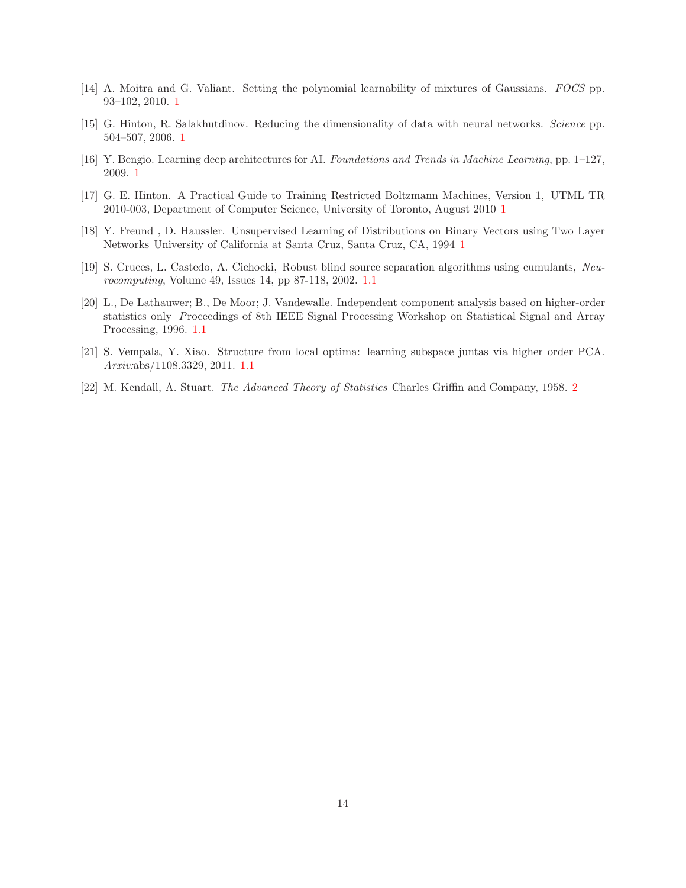[14] A. Moitra and G. Valiant. Setting the polynomial learnability of mixtures of Gaussians. *FOCS* pp. 93–102, 2010. 1

[15] G. Hinton, R. Salakhutdinov. Reducing the dimensionality of data with neural networks. *Science* pp. 504–507, 2006. 1

[16] Y. Bengio. Learning deep architectures for AI. *Foundations and Trends in Machine Learning*, pp. 1–127, 2009. 1

[17] G. E. Hinton. A Practical Guide to Training Restricted Boltzmann Machines, Version 1, UTML TR 2010-003, Department of Computer Science, University of Toronto, August 2010 1

[18] Y. Freund , D. Haussler. Unsupervised Learning of Distributions on Binary Vectors using Two Layer Networks University of California at Santa Cruz, Santa Cruz, CA, 1994 1

[19] S. Cruces, L. Castedo, A. Cichocki, Robust blind source separation algorithms using cumulants, *Neurocomputing*, Volume 49, Issues 14, pp 87-118, 2002. 1.1

[20] L., De Lathauwer; B., De Moor; J. Vandewalle. Independent component analysis based on higher-order statistics only *P*roceedings of 8th IEEE Signal Processing Workshop on Statistical Signal and Array Processing, 1996. 1.1

[21] S. Vempala, Y. Xiao. Structure from local optima: learning subspace juntas via higher order PCA. *Arxiv*:abs/1108.3329, 2011. 1.1

[22] M. Kendall, A. Stuart. *The Advanced Theory of Statistics* Charles Griffin and Company, 1958. 2